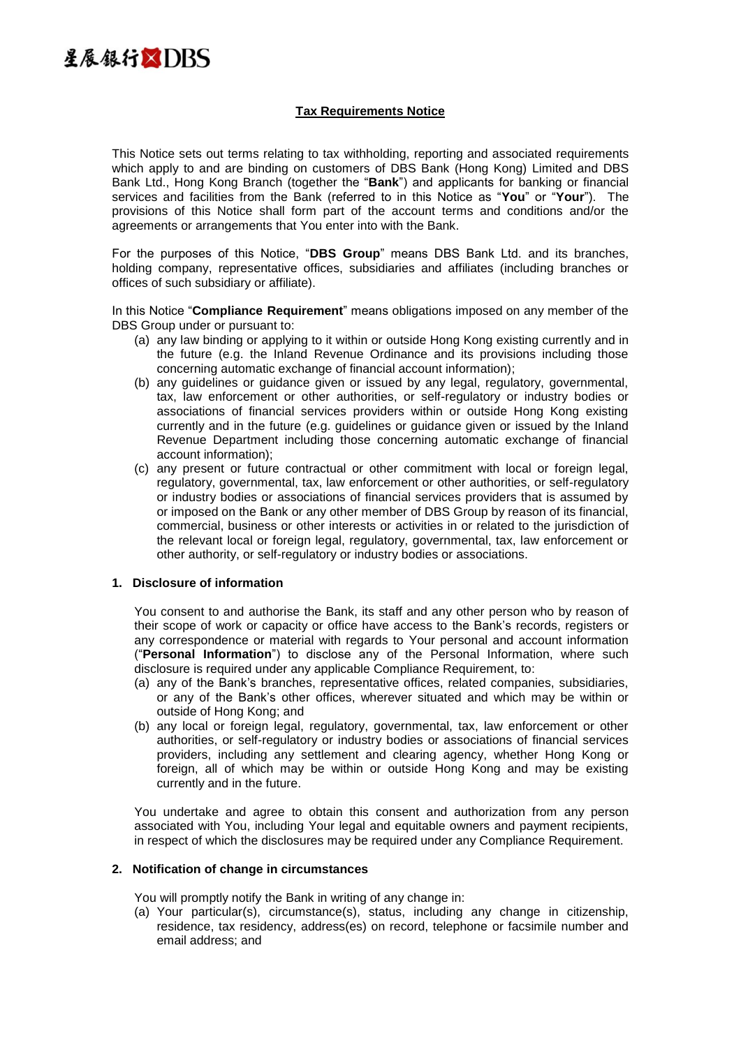星展銀行 DBS

# Tax Requirements Notice

This Notice sets out terms relating to tax withholding, reporting and associated requirements which apply to and are binding on customers of DBS Bank (Hong Kong) Limited and DBS Bank Ltd., Hong Kong Branch (together the "**Bank**") and applicants for banking or financial services and facilities from the Bank (referred to in this Notice as "**You**" or "**Your**"). The provisions of this Notice shall form part of the account terms and conditions and/or the agreements or arrangements that You enter into with the Bank.

For the purposes of this Notice, "**DBS Group**" means DBS Bank Ltd. and its branches, holding company, representative offices, subsidiaries and affiliates (including branches or offices of such subsidiary or affiliate).

In this Notice "**Compliance Requirement**" means obligations imposed on any member of the DBS Group under or pursuant to:

(a) any law binding or applying to it within or outside Hong Kong existing currently and in the future (e.g. the Inland Revenue Ordinance and its provisions including those concerning automatic exchange of financial account information);

(b) any guidelines or guidance given or issued by any legal, regulatory, governmental, tax, law enforcement or other authorities, or self-regulatory or industry bodies or associations of financial services providers within or outside Hong Kong existing currently and in the future (e.g. guidelines or guidance given or issued by the Inland Revenue Department including those concerning automatic exchange of financial account information);

(c) any present or future contractual or other commitment with local or foreign legal, regulatory, governmental, tax, law enforcement or other authorities, or self-regulatory or industry bodies or associations of financial services providers that is assumed by or imposed on the Bank or any other member of DBS Group by reason of its financial, commercial, business or other interests or activities in or related to the jurisdiction of the relevant local or foreign legal, regulatory, governmental, tax, law enforcement or other authority, or self-regulatory or industry bodies or associations.

## 1. Disclosure of information

You consent to and authorise the Bank, its staff and any other person who by reason of their scope of work or capacity or office have access to the Bank's records, registers or any correspondence or material with regards to Your personal and account information ("**Personal Information**") to disclose any of the Personal Information, where such disclosure is required under any applicable Compliance Requirement, to:

(a) any of the Bank's branches, representative offices, related companies, subsidiaries, or any of the Bank's other offices, wherever situated and which may be within or outside of Hong Kong; and

(b) any local or foreign legal, regulatory, governmental, tax, law enforcement or other authorities, or self-regulatory or industry bodies or associations of financial services providers, including any settlement and clearing agency, whether Hong Kong or foreign, all of which may be within or outside Hong Kong and may be existing currently and in the future.

You undertake and agree to obtain this consent and authorization from any person associated with You, including Your legal and equitable owners and payment recipients, in respect of which the disclosures may be required under any Compliance Requirement.

## 2. Notification of change in circumstances

You will promptly notify the Bank in writing of any change in:

(a) Your particular(s), circumstance(s), status, including any change in citizenship, residence, tax residency, address(es) on record, telephone or facsimile number and email address; and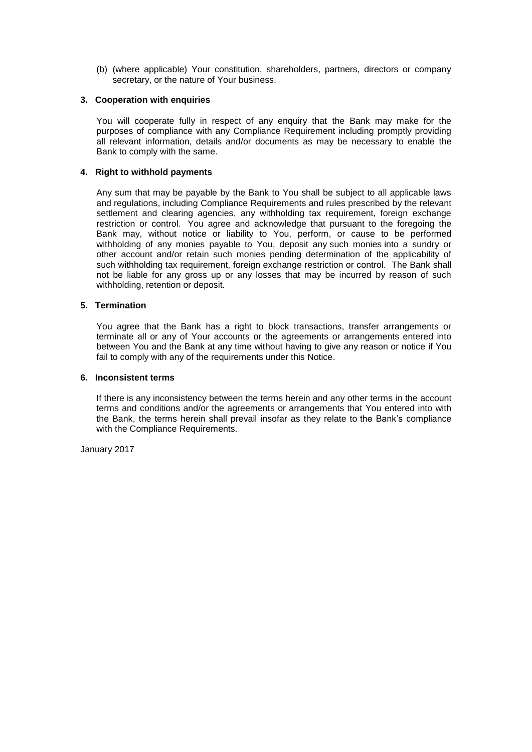(b) (where applicable) Your constitution, shareholders, partners, directors or company secretary, or the nature of Your business.

**3. Cooperation with enquiries**

You will cooperate fully in respect of any enquiry that the Bank may make for the purposes of compliance with any Compliance Requirement including promptly providing all relevant information, details and/or documents as may be necessary to enable the Bank to comply with the same.

**4. Right to withhold payments**

Any sum that may be payable by the Bank to You shall be subject to all applicable laws and regulations, including Compliance Requirements and rules prescribed by the relevant settlement and clearing agencies, any withholding tax requirement, foreign exchange restriction or control. You agree and acknowledge that pursuant to the foregoing the Bank may, without notice or liability to You, perform, or cause to be performed withholding of any monies payable to You, deposit any such monies into a sundry or other account and/or retain such monies pending determination of the applicability of such withholding tax requirement, foreign exchange restriction or control. The Bank shall not be liable for any gross up or any losses that may be incurred by reason of such withholding, retention or deposit.

**5. Termination**

You agree that the Bank has a right to block transactions, transfer arrangements or terminate all or any of Your accounts or the agreements or arrangements entered into between You and the Bank at any time without having to give any reason or notice if You fail to comply with any of the requirements under this Notice.

**6. Inconsistent terms**

If there is any inconsistency between the terms herein and any other terms in the account terms and conditions and/or the agreements or arrangements that You entered into with the Bank, the terms herein shall prevail insofar as they relate to the Bank's compliance with the Compliance Requirements.

January 2017